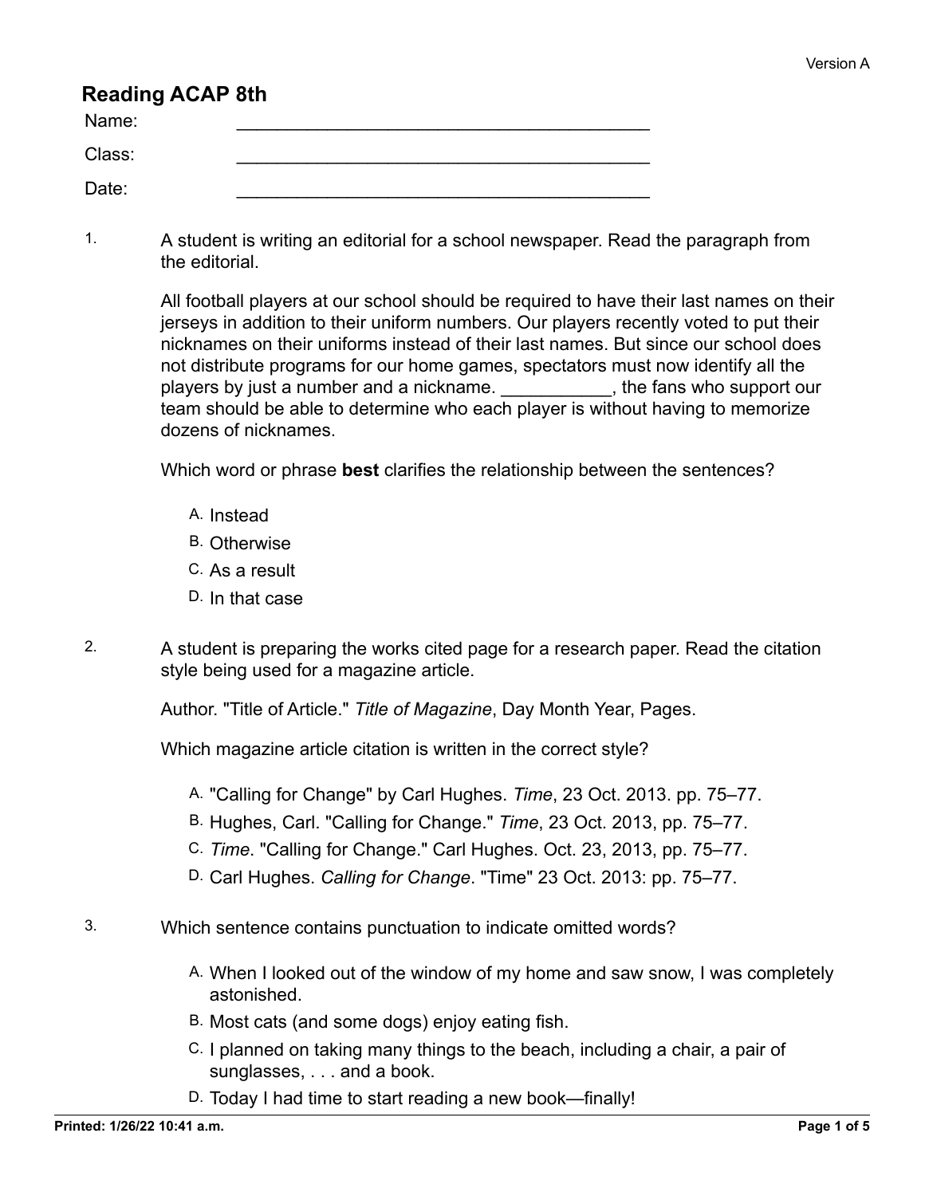Version A

# Reading ACAP 8th

Name: ________________________________________

Class: ________________________________________

Date: ________________________________________

1. A student is writing an editorial for a school newspaper. Read the paragraph from the editorial.

   All football players at our school should be required to have their last names on their jerseys in addition to their uniform numbers. Our players recently voted to put their nicknames on their uniforms instead of their last names. But since our school does not distribute programs for our home games, spectators must now identify all the players by just a number and a nickname. ___________, the fans who support our team should be able to determine who each player is without having to memorize dozens of nicknames.

   Which word or phrase **best** clarifies the relationship between the sentences?

   A. Instead
   B. Otherwise
   C. As a result
   D. In that case

2. A student is preparing the works cited page for a research paper. Read the citation style being used for a magazine article.

   Author. "Title of Article." *Title of Magazine*, Day Month Year, Pages.

   Which magazine article citation is written in the correct style?

   A. "Calling for Change" by Carl Hughes. *Time*, 23 Oct. 2013. pp. 75–77.
   B. Hughes, Carl. "Calling for Change." *Time*, 23 Oct. 2013, pp. 75–77.
   C. *Time*. "Calling for Change." Carl Hughes. Oct. 23, 2013, pp. 75–77.
   D. Carl Hughes. *Calling for Change*. "Time" 23 Oct. 2013: pp. 75–77.

3. Which sentence contains punctuation to indicate omitted words?

   A. When I looked out of the window of my home and saw snow, I was completely astonished.
   B. Most cats (and some dogs) enjoy eating fish.
   C. I planned on taking many things to the beach, including a chair, a pair of sunglasses, . . . and a book.
   D. Today I had time to start reading a new book—finally!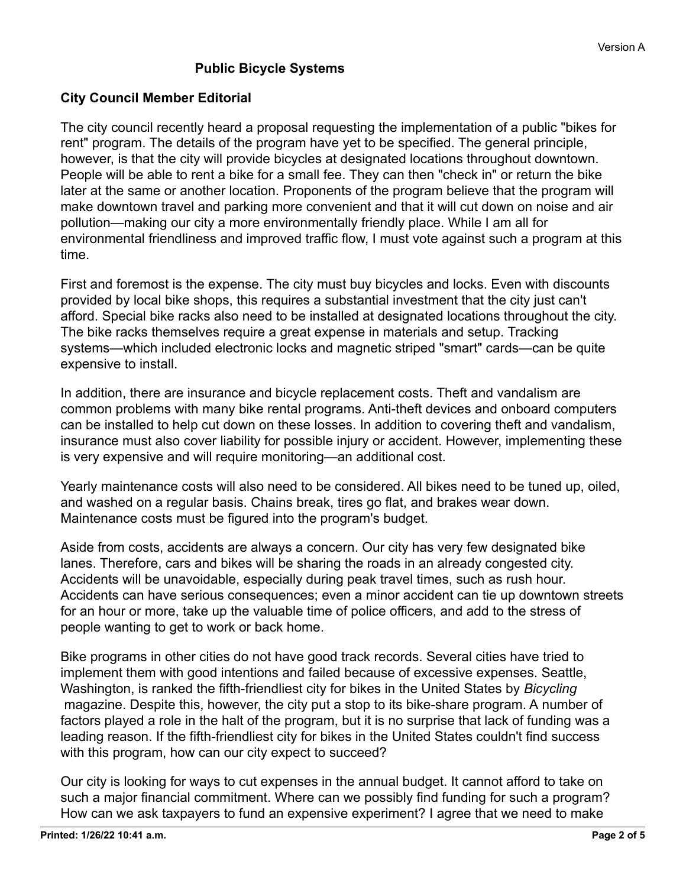## Public Bicycle Systems

### City Council Member Editorial

The city council recently heard a proposal requesting the implementation of a public "bikes for rent" program. The details of the program have yet to be specified. The general principle, however, is that the city will provide bicycles at designated locations throughout downtown. People will be able to rent a bike for a small fee. They can then "check in" or return the bike later at the same or another location. Proponents of the program believe that the program will make downtown travel and parking more convenient and that it will cut down on noise and air pollution—making our city a more environmentally friendly place. While I am all for environmental friendliness and improved traffic flow, I must vote against such a program at this time.

First and foremost is the expense. The city must buy bicycles and locks. Even with discounts provided by local bike shops, this requires a substantial investment that the city just can't afford. Special bike racks also need to be installed at designated locations throughout the city. The bike racks themselves require a great expense in materials and setup. Tracking systems—which included electronic locks and magnetic striped "smart" cards—can be quite expensive to install.

In addition, there are insurance and bicycle replacement costs. Theft and vandalism are common problems with many bike rental programs. Anti-theft devices and onboard computers can be installed to help cut down on these losses. In addition to covering theft and vandalism, insurance must also cover liability for possible injury or accident. However, implementing these is very expensive and will require monitoring—an additional cost.

Yearly maintenance costs will also need to be considered. All bikes need to be tuned up, oiled, and washed on a regular basis. Chains break, tires go flat, and brakes wear down. Maintenance costs must be figured into the program's budget.

Aside from costs, accidents are always a concern. Our city has very few designated bike lanes. Therefore, cars and bikes will be sharing the roads in an already congested city. Accidents will be unavoidable, especially during peak travel times, such as rush hour. Accidents can have serious consequences; even a minor accident can tie up downtown streets for an hour or more, take up the valuable time of police officers, and add to the stress of people wanting to get to work or back home.

Bike programs in other cities do not have good track records. Several cities have tried to implement them with good intentions and failed because of excessive expenses. Seattle, Washington, is ranked the fifth-friendliest city for bikes in the United States by *Bicycling* magazine. Despite this, however, the city put a stop to its bike-share program. A number of factors played a role in the halt of the program, but it is no surprise that lack of funding was a leading reason. If the fifth-friendliest city for bikes in the United States couldn't find success with this program, how can our city expect to succeed?

Our city is looking for ways to cut expenses in the annual budget. It cannot afford to take on such a major financial commitment. Where can we possibly find funding for such a program? How can we ask taxpayers to fund an expensive experiment? I agree that we need to make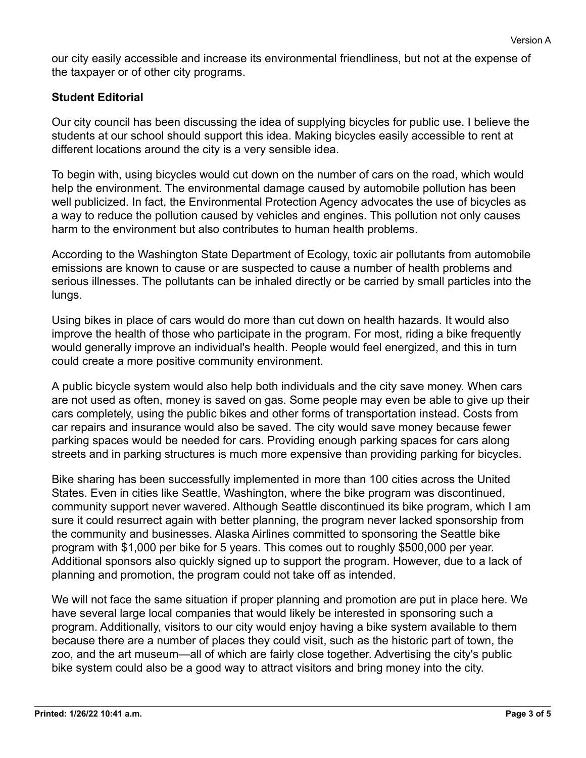our city easily accessible and increase its environmental friendliness, but not at the expense of the taxpayer or of other city programs.

**Student Editorial**

Our city council has been discussing the idea of supplying bicycles for public use. I believe the students at our school should support this idea. Making bicycles easily accessible to rent at different locations around the city is a very sensible idea.

To begin with, using bicycles would cut down on the number of cars on the road, which would help the environment. The environmental damage caused by automobile pollution has been well publicized. In fact, the Environmental Protection Agency advocates the use of bicycles as a way to reduce the pollution caused by vehicles and engines. This pollution not only causes harm to the environment but also contributes to human health problems.

According to the Washington State Department of Ecology, toxic air pollutants from automobile emissions are known to cause or are suspected to cause a number of health problems and serious illnesses. The pollutants can be inhaled directly or be carried by small particles into the lungs.

Using bikes in place of cars would do more than cut down on health hazards. It would also improve the health of those who participate in the program. For most, riding a bike frequently would generally improve an individual's health. People would feel energized, and this in turn could create a more positive community environment.

A public bicycle system would also help both individuals and the city save money. When cars are not used as often, money is saved on gas. Some people may even be able to give up their cars completely, using the public bikes and other forms of transportation instead. Costs from car repairs and insurance would also be saved. The city would save money because fewer parking spaces would be needed for cars. Providing enough parking spaces for cars along streets and in parking structures is much more expensive than providing parking for bicycles.

Bike sharing has been successfully implemented in more than 100 cities across the United States. Even in cities like Seattle, Washington, where the bike program was discontinued, community support never wavered. Although Seattle discontinued its bike program, which I am sure it could resurrect again with better planning, the program never lacked sponsorship from the community and businesses. Alaska Airlines committed to sponsoring the Seattle bike program with $1,000 per bike for 5 years. This comes out to roughly $500,000 per year. Additional sponsors also quickly signed up to support the program. However, due to a lack of planning and promotion, the program could not take off as intended.

We will not face the same situation if proper planning and promotion are put in place here. We have several large local companies that would likely be interested in sponsoring such a program. Additionally, visitors to our city would enjoy having a bike system available to them because there are a number of places they could visit, such as the historic part of town, the zoo, and the art museum—all of which are fairly close together. Advertising the city's public bike system could also be a good way to attract visitors and bring money into the city.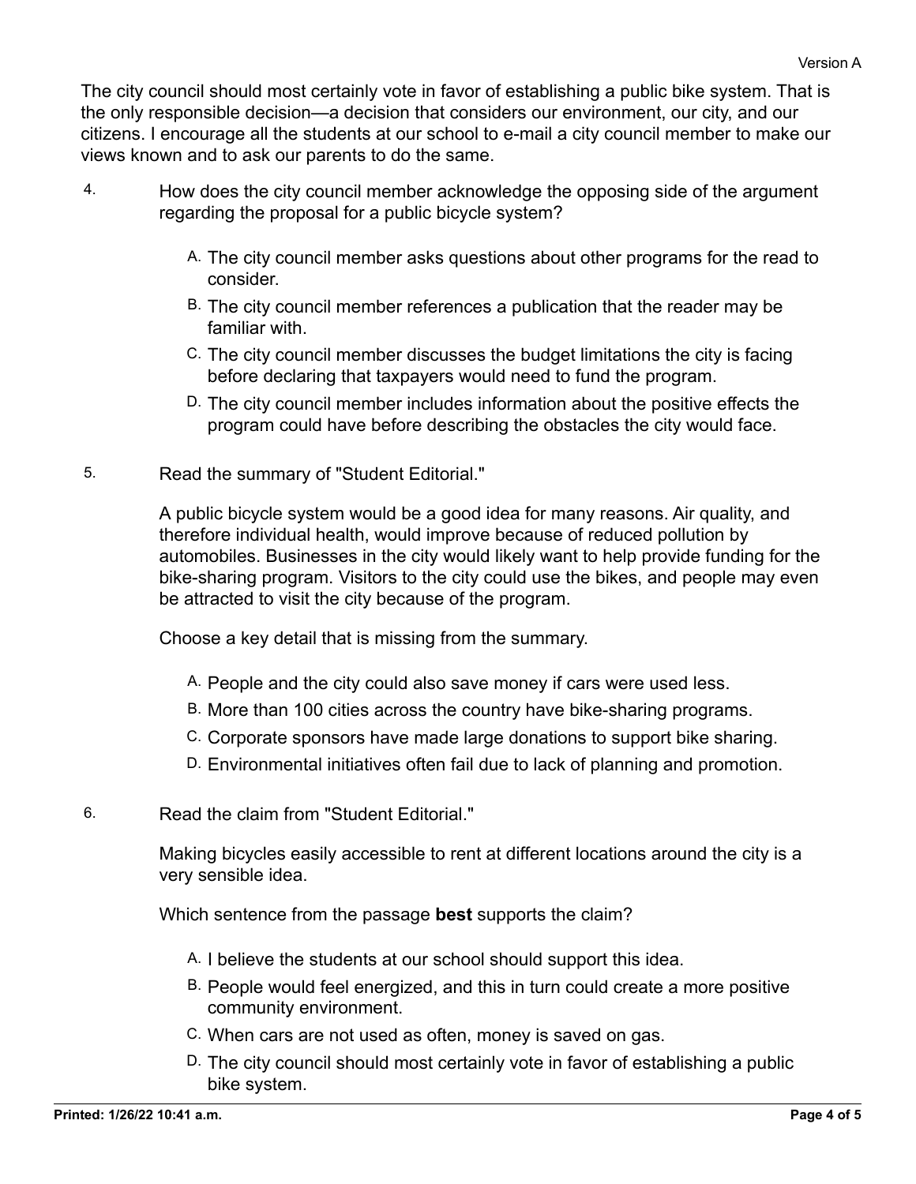The city council should most certainly vote in favor of establishing a public bike system. That is the only responsible decision—a decision that considers our environment, our city, and our citizens. I encourage all the students at our school to e-mail a city council member to make our views known and to ask our parents to do the same.

4. How does the city council member acknowledge the opposing side of the argument regarding the proposal for a public bicycle system?

   A. The city council member asks questions about other programs for the read to consider.
   
   B. The city council member references a publication that the reader may be familiar with.
   
   C. The city council member discusses the budget limitations the city is facing before declaring that taxpayers would need to fund the program.
   
   D. The city council member includes information about the positive effects the program could have before describing the obstacles the city would face.

5. Read the summary of "Student Editorial."

   A public bicycle system would be a good idea for many reasons. Air quality, and therefore individual health, would improve because of reduced pollution by automobiles. Businesses in the city would likely want to help provide funding for the bike-sharing program. Visitors to the city could use the bikes, and people may even be attracted to visit the city because of the program.

   Choose a key detail that is missing from the summary.

   A. People and the city could also save money if cars were used less.
   
   B. More than 100 cities across the country have bike-sharing programs.
   
   C. Corporate sponsors have made large donations to support bike sharing.
   
   D. Environmental initiatives often fail due to lack of planning and promotion.

6. Read the claim from "Student Editorial."

   Making bicycles easily accessible to rent at different locations around the city is a very sensible idea.

   Which sentence from the passage **best** supports the claim?

   A. I believe the students at our school should support this idea.
   
   B. People would feel energized, and this in turn could create a more positive community environment.
   
   C. When cars are not used as often, money is saved on gas.
   
   D. The city council should most certainly vote in favor of establishing a public bike system.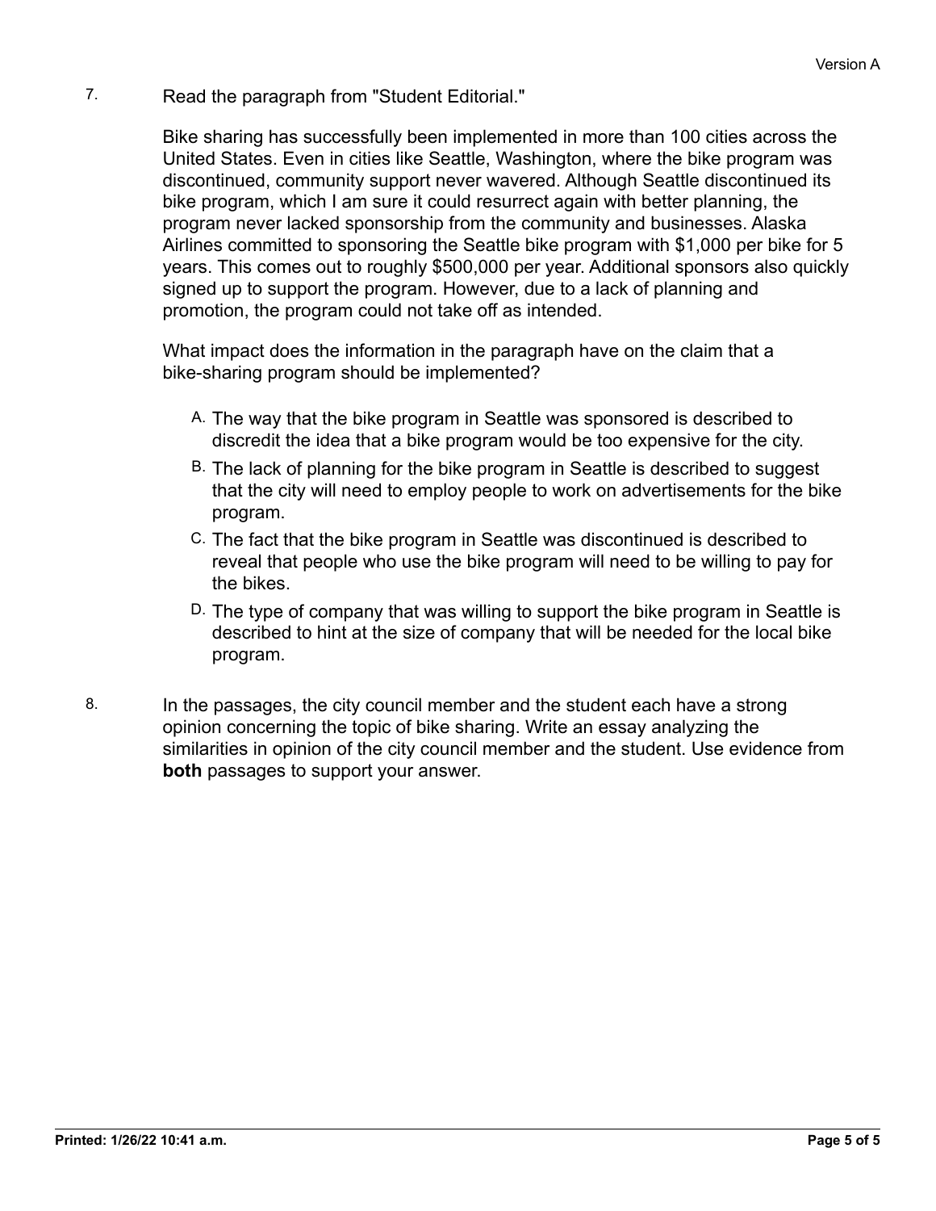7. Read the paragraph from "Student Editorial."

   Bike sharing has successfully been implemented in more than 100 cities across the United States. Even in cities like Seattle, Washington, where the bike program was discontinued, community support never wavered. Although Seattle discontinued its bike program, which I am sure it could resurrect again with better planning, the program never lacked sponsorship from the community and businesses. Alaska Airlines committed to sponsoring the Seattle bike program with $1,000 per bike for 5 years. This comes out to roughly $500,000 per year. Additional sponsors also quickly signed up to support the program. However, due to a lack of planning and promotion, the program could not take off as intended.

   What impact does the information in the paragraph have on the claim that a bike-sharing program should be implemented?

   A. The way that the bike program in Seattle was sponsored is described to discredit the idea that a bike program would be too expensive for the city.

   B. The lack of planning for the bike program in Seattle is described to suggest that the city will need to employ people to work on advertisements for the bike program.

   C. The fact that the bike program in Seattle was discontinued is described to reveal that people who use the bike program will need to be willing to pay for the bikes.

   D. The type of company that was willing to support the bike program in Seattle is described to hint at the size of company that will be needed for the local bike program.

8. In the passages, the city council member and the student each have a strong opinion concerning the topic of bike sharing. Write an essay analyzing the similarities in opinion of the city council member and the student. Use evidence from **both** passages to support your answer.